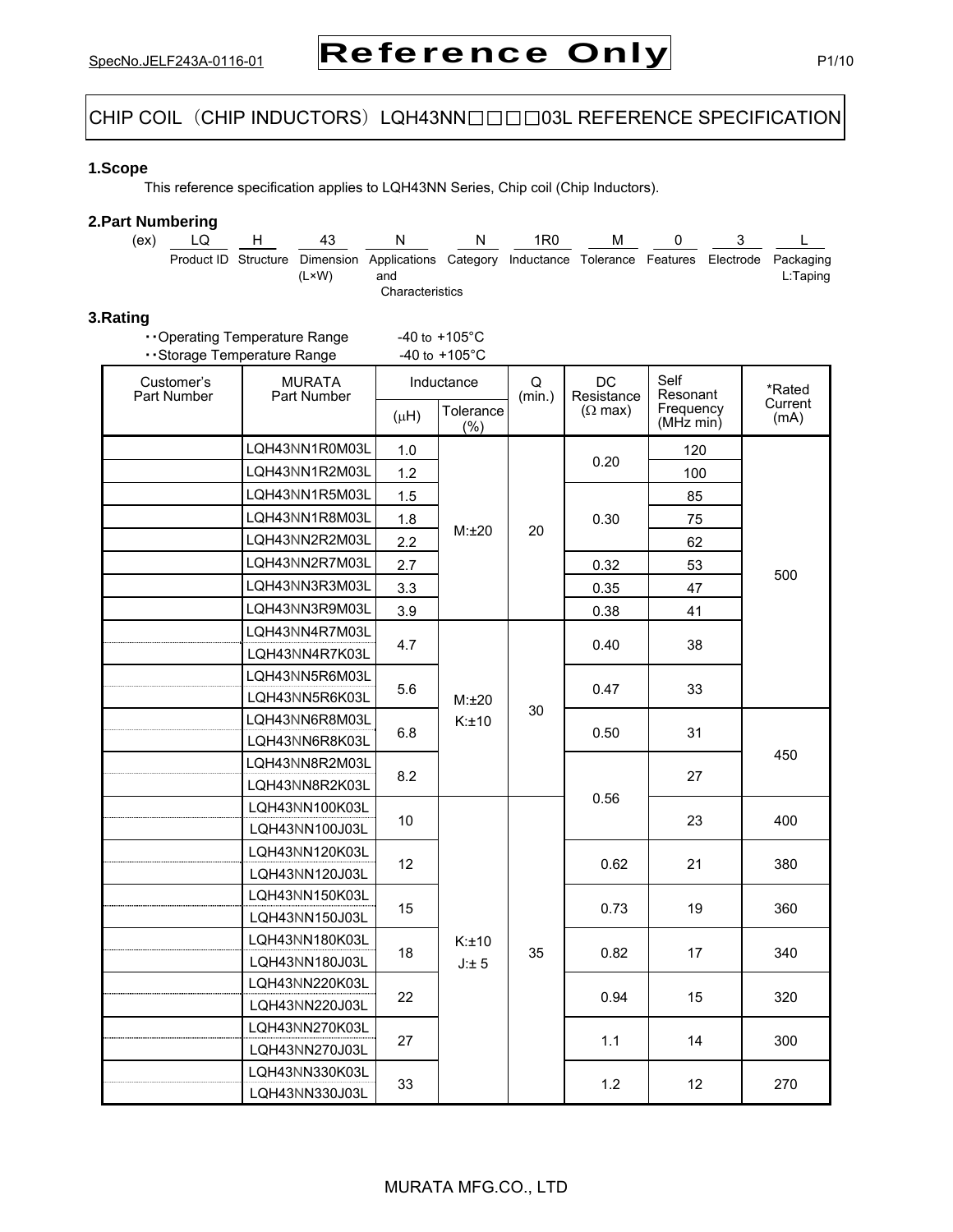# CHIP COIL（CHIP INDUCTORS）LQH43NN□□□□03L REFERENCE SPECIFICATION

## 1.Scope

This reference specification applies to LQH43NN Series, Chip coil (Chip Inductors).

## 2.Part Numbering

| (ex) | LQ | H | 43 | N | N | 1R0 | M | 0 | 3 | L |
|---|---|---|---|---|---|---|---|---|---|---|
| | Product ID | Structure | Dimension (L×W) | Applications and Characteristics | Category | Inductance | Tolerance | Features | Electrode | Packaging L:Taping |

## 3.Rating

・・Operating Temperature Range -40 to +105°C
・・Storage Temperature Range -40 to +105°C

| Customer's Part Number | MURATA Part Number | Inductance (μH) | Inductance Tolerance (%) | Q (min.) | DC Resistance (Ω max) | Self Resonant Frequency (MHz min) | *Rated Current (mA) |
|---|---|---|---|---|---|---|---|
| | LQH43NN1R0M03L | 1.0 | M:±20 | 20 | 0.20 | 120 | 500 |
| | LQH43NN1R2M03L | 1.2 | M:±20 | 20 | 0.20 | 100 | 500 |
| | LQH43NN1R5M03L | 1.5 | M:±20 | 20 | 0.30 | 85 | 500 |
| | LQH43NN1R8M03L | 1.8 | M:±20 | 20 | 0.30 | 75 | 500 |
| | LQH43NN2R2M03L | 2.2 | M:±20 | 20 | 0.30 | 62 | 500 |
| | LQH43NN2R7M03L | 2.7 | M:±20 | 20 | 0.32 | 53 | 500 |
| | LQH43NN3R3M03L | 3.3 | M:±20 | 20 | 0.35 | 47 | 500 |
| | LQH43NN3R9M03L | 3.9 | M:±20 | 20 | 0.38 | 41 | 500 |
| | LQH43NN4R7M03L | 4.7 | M:±20 | 30 | 0.40 | 38 | 500 |
| | LQH43NN4R7K03L | 4.7 | K:±10 | 30 | 0.40 | 38 | 500 |
| | LQH43NN5R6M03L | 5.6 | M:±20 | 30 | 0.47 | 33 | 500 |
| | LQH43NN5R6K03L | 5.6 | K:±10 | 30 | 0.47 | 33 | 500 |
| | LQH43NN6R8M03L | 6.8 | M:±20 | 30 | 0.50 | 31 | 450 |
| | LQH43NN6R8K03L | 6.8 | K:±10 | 30 | 0.50 | 31 | 450 |
| | LQH43NN8R2M03L | 8.2 | M:±20 | 30 | 0.56 | 27 | 450 |
| | LQH43NN8R2K03L | 8.2 | K:±10 | 30 | 0.56 | 27 | 450 |
| | LQH43NN100K03L | 10 | K:±10 | 35 | 0.56 | 23 | 400 |
| | LQH43NN100J03L | 10 | J:± 5 | 35 | 0.56 | 23 | 400 |
| | LQH43NN120K03L | 12 | K:±10 | 35 | 0.62 | 21 | 380 |
| | LQH43NN120J03L | 12 | J:± 5 | 35 | 0.62 | 21 | 380 |
| | LQH43NN150K03L | 15 | K:±10 | 35 | 0.73 | 19 | 360 |
| | LQH43NN150J03L | 15 | J:± 5 | 35 | 0.73 | 19 | 360 |
| | LQH43NN180K03L | 18 | K:±10 | 35 | 0.82 | 17 | 340 |
| | LQH43NN180J03L | 18 | J:± 5 | 35 | 0.82 | 17 | 340 |
| | LQH43NN220K03L | 22 | K:±10 | 35 | 0.94 | 15 | 320 |
| | LQH43NN220J03L | 22 | J:± 5 | 35 | 0.94 | 15 | 320 |
| | LQH43NN270K03L | 27 | K:±10 | 35 | 1.1 | 14 | 300 |
| | LQH43NN270J03L | 27 | J:± 5 | 35 | 1.1 | 14 | 300 |
| | LQH43NN330K03L | 33 | K:±10 | 35 | 1.2 | 12 | 270 |
| | LQH43NN330J03L | 33 | J:± 5 | 35 | 1.2 | 12 | 270 |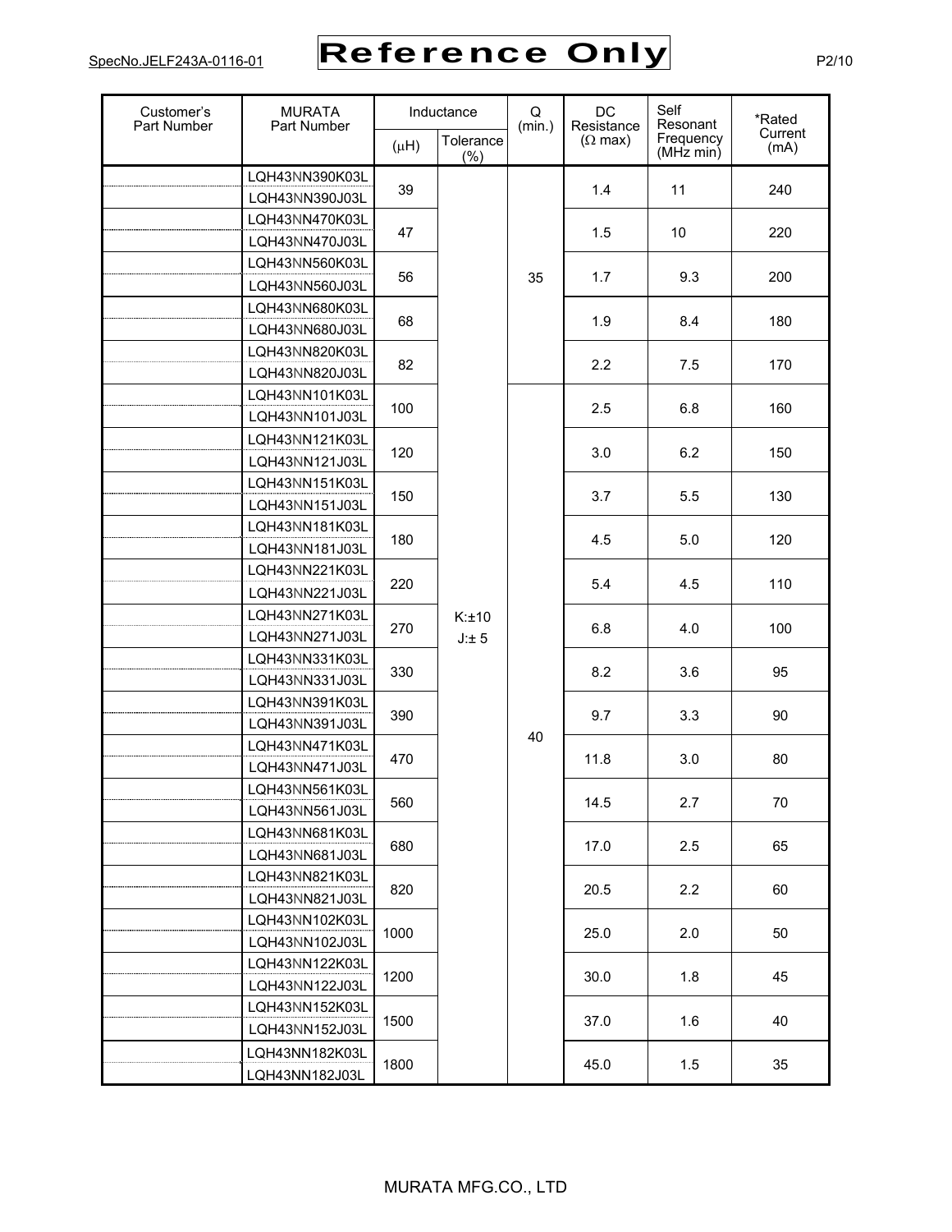| Customer's Part Number | MURATA Part Number | Inductance | | Q (min.) | DC Resistance (Ω max) | Self Resonant Frequency (MHz min) | *Rated Current (mA) |
|---|---|---|---|---|---|---|---|
| | | (μH) | Tolerance (%) | | | | |
| | LQH43NN390K03L | 39 | K:±10 J:± 5 | 35 | 1.4 | 11 | 240 |
| | LQH43NN390J03L | | | | | | |
| | LQH43NN470K03L | 47 | | | 1.5 | 10 | 220 |
| | LQH43NN470J03L | | | | | | |
| | LQH43NN560K03L | 56 | | | 1.7 | 9.3 | 200 |
| | LQH43NN560J03L | | | | | | |
| | LQH43NN680K03L | 68 | | | 1.9 | 8.4 | 180 |
| | LQH43NN680J03L | | | | | | |
| | LQH43NN820K03L | 82 | | | 2.2 | 7.5 | 170 |
| | LQH43NN820J03L | | | | | | |
| | LQH43NN101K03L | 100 | | 40 | 2.5 | 6.8 | 160 |
| | LQH43NN101J03L | | | | | | |
| | LQH43NN121K03L | 120 | | | 3.0 | 6.2 | 150 |
| | LQH43NN121J03L | | | | | | |
| | LQH43NN151K03L | 150 | | | 3.7 | 5.5 | 130 |
| | LQH43NN151J03L | | | | | | |
| | LQH43NN181K03L | 180 | | | 4.5 | 5.0 | 120 |
| | LQH43NN181J03L | | | | | | |
| | LQH43NN221K03L | 220 | | | 5.4 | 4.5 | 110 |
| | LQH43NN221J03L | | | | | | |
| | LQH43NN271K03L | 270 | | | 6.8 | 4.0 | 100 |
| | LQH43NN271J03L | | | | | | |
| | LQH43NN331K03L | 330 | | | 8.2 | 3.6 | 95 |
| | LQH43NN331J03L | | | | | | |
| | LQH43NN391K03L | 390 | | | 9.7 | 3.3 | 90 |
| | LQH43NN391J03L | | | | | | |
| | LQH43NN471K03L | 470 | | | 11.8 | 3.0 | 80 |
| | LQH43NN471J03L | | | | | | |
| | LQH43NN561K03L | 560 | | | 14.5 | 2.7 | 70 |
| | LQH43NN561J03L | | | | | | |
| | LQH43NN681K03L | 680 | | | 17.0 | 2.5 | 65 |
| | LQH43NN681J03L | | | | | | |
| | LQH43NN821K03L | 820 | | | 20.5 | 2.2 | 60 |
| | LQH43NN821J03L | | | | | | |
| | LQH43NN102K03L | 1000 | | | 25.0 | 2.0 | 50 |
| | LQH43NN102J03L | | | | | | |
| | LQH43NN122K03L | 1200 | | | 30.0 | 1.8 | 45 |
| | LQH43NN122J03L | | | | | | |
| | LQH43NN152K03L | 1500 | | | 37.0 | 1.6 | 40 |
| | LQH43NN152J03L | | | | | | |
| | LQH43NN182K03L | 1800 | | | 45.0 | 1.5 | 35 |
| | LQH43NN182J03L | | | | | | |

MURATA MFG.CO., LTD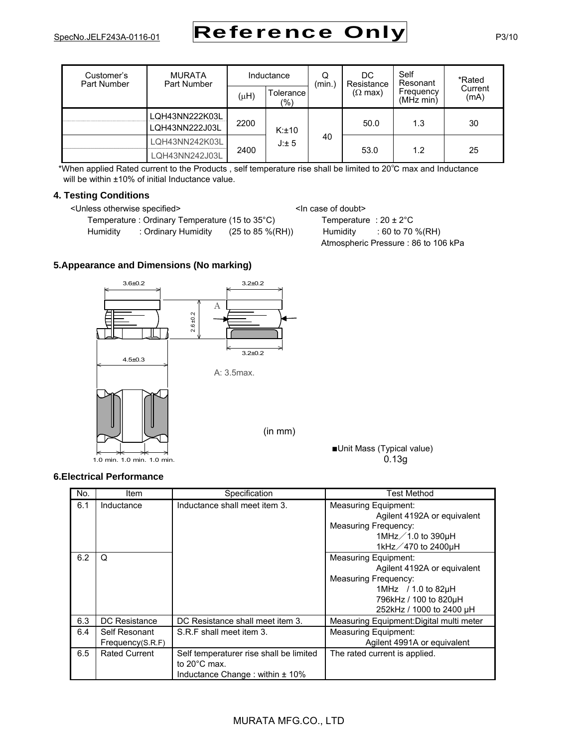| Customer's Part Number | MURATA Part Number | Inductance | | Q (min.) | DC Resistance (Ω max) | Self Resonant Frequency (MHz min) | *Rated Current (mA) |
|---|---|---|---|---|---|---|---|
| | | (μH) | Tolerance (%) | | | | |
| | LQH43NN222K03L | 2200 | K:±10 | 40 | 50.0 | 1.3 | 30 |
| | LQH43NN222J03L | | | | | | |
| | LQH43NN242K03L | 2400 | J:± 5 | | 53.0 | 1.2 | 25 |
| | LQH43NN242J03L | | | | | | |

*When applied Rated current to the Products , self temperature rise shall be limited to 20℃ max and Inductance will be within ±10% of initial Inductance value.

## 4. Testing Conditions

<Unless otherwise specified>
Temperature : Ordinary Temperature (15 to 35°C)
Humidity : Ordinary Humidity (25 to 85 %(RH))

<In case of doubt>
Temperature : 20 ± 2°C
Humidity : 60 to 70 %(RH)
Atmospheric Pressure : 86 to 106 kPa

## 5.Appearance and Dimensions (No marking)

3.6±0.2
3.2±0.2
2.6±0.2
A
3.2±0.2
4.5±0.3
A: 3.5max.
1.0 min. 1.0 min. 1.0 min.

(in mm)

■Unit Mass (Typical value)
0.13g

## 6.Electrical Performance

| No. | Item | Specification | Test Method |
|---|---|---|---|
| 6.1 | Inductance | Inductance shall meet item 3. | Measuring Equipment: Agilent 4192A or equivalent<br>Measuring Frequency:<br>1MHz／1.0 to 390μH<br>1kHz／470 to 2400μH |
| 6.2 | Q | | Measuring Equipment: Agilent 4192A or equivalent<br>Measuring Frequency:<br>1MHz / 1.0 to 82μH<br>796kHz / 100 to 820μH<br>252kHz / 1000 to 2400 μH |
| 6.3 | DC Resistance | DC Resistance shall meet item 3. | Measuring Equipment:Digital multi meter |
| 6.4 | Self Resonant Frequency(S.R.F) | S.R.F shall meet item 3. | Measuring Equipment: Agilent 4991A or equivalent |
| 6.5 | Rated Current | Self temperaturer rise shall be limited to 20°C max.<br>Inductance Change : within ± 10% | The rated current is applied. |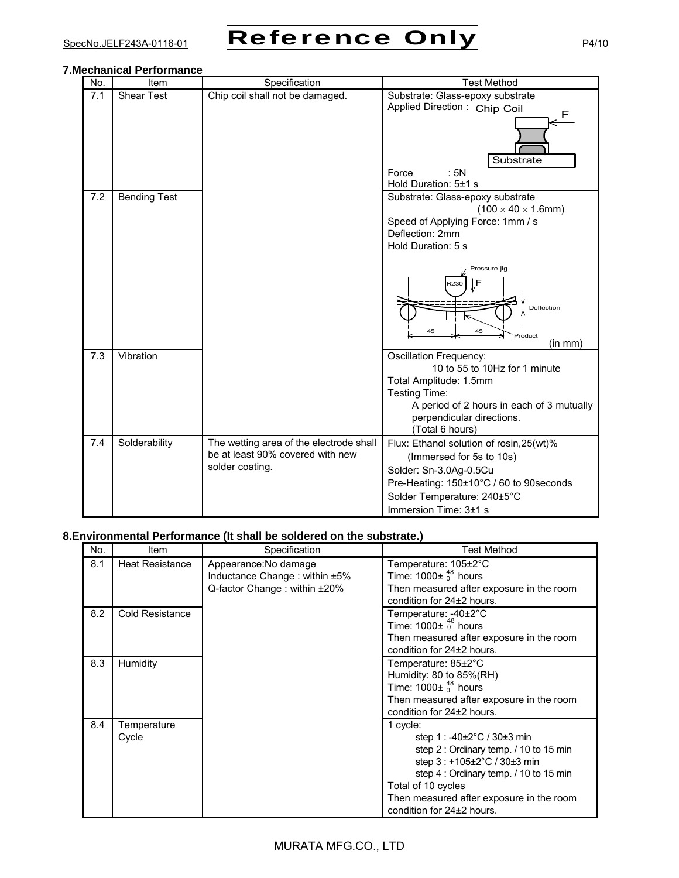## 7.Mechanical Performance

| No. | Item | Specification | Test Method |
|---|---|---|---|
| 7.1 | Shear Test | Chip coil shall not be damaged. | Substrate: Glass-epoxy substrate<br>Applied Direction : Chip Coil F Substrate<br>Force : 5N<br>Hold Duration: 5±1 s |
| 7.2 | Bending Test | | Substrate: Glass-epoxy substrate<br>(100 × 40 × 1.6mm)<br>Speed of Applying Force: 1mm / s<br>Deflection: 2mm<br>Hold Duration: 5 s<br>Pressure jig R230 F Deflection 45 45 Product<br>(in mm) |
| 7.3 | Vibration | | Oscillation Frequency:<br>10 to 55 to 10Hz for 1 minute<br>Total Amplitude: 1.5mm<br>Testing Time:<br>A period of 2 hours in each of 3 mutually perpendicular directions.<br>(Total 6 hours) |
| 7.4 | Solderability | The wetting area of the electrode shall be at least 90% covered with new solder coating. | Flux: Ethanol solution of rosin,25(wt)%<br>(Immersed for 5s to 10s)<br>Solder: Sn-3.0Ag-0.5Cu<br>Pre-Heating: 150±10°C / 60 to 90seconds<br>Solder Temperature: 240±5°C<br>Immersion Time: 3±1 s |

## 8.Environmental Performance (It shall be soldered on the substrate.)

| No. | Item | Specification | Test Method |
|---|---|---|---|
| 8.1 | Heat Resistance | Appearance:No damage<br>Inductance Change : within ±5%<br>Q-factor Change : within ±20% | Temperature: 105±2°C<br>Time: 1000± $^{48}_{0}$ hours<br>Then measured after exposure in the room condition for 24±2 hours. |
| 8.2 | Cold Resistance | | Temperature: -40±2°C<br>Time: 1000± $^{48}_{0}$ hours<br>Then measured after exposure in the room condition for 24±2 hours. |
| 8.3 | Humidity | | Temperature: 85±2°C<br>Humidity: 80 to 85%(RH)<br>Time: 1000± $^{48}_{0}$ hours<br>Then measured after exposure in the room condition for 24±2 hours. |
| 8.4 | Temperature Cycle | | 1 cycle:<br>step 1 : -40±2°C / 30±3 min<br>step 2 : Ordinary temp. / 10 to 15 min<br>step 3 : +105±2°C / 30±3 min<br>step 4 : Ordinary temp. / 10 to 15 min<br>Total of 10 cycles<br>Then measured after exposure in the room condition for 24±2 hours. |

MURATA MFG.CO., LTD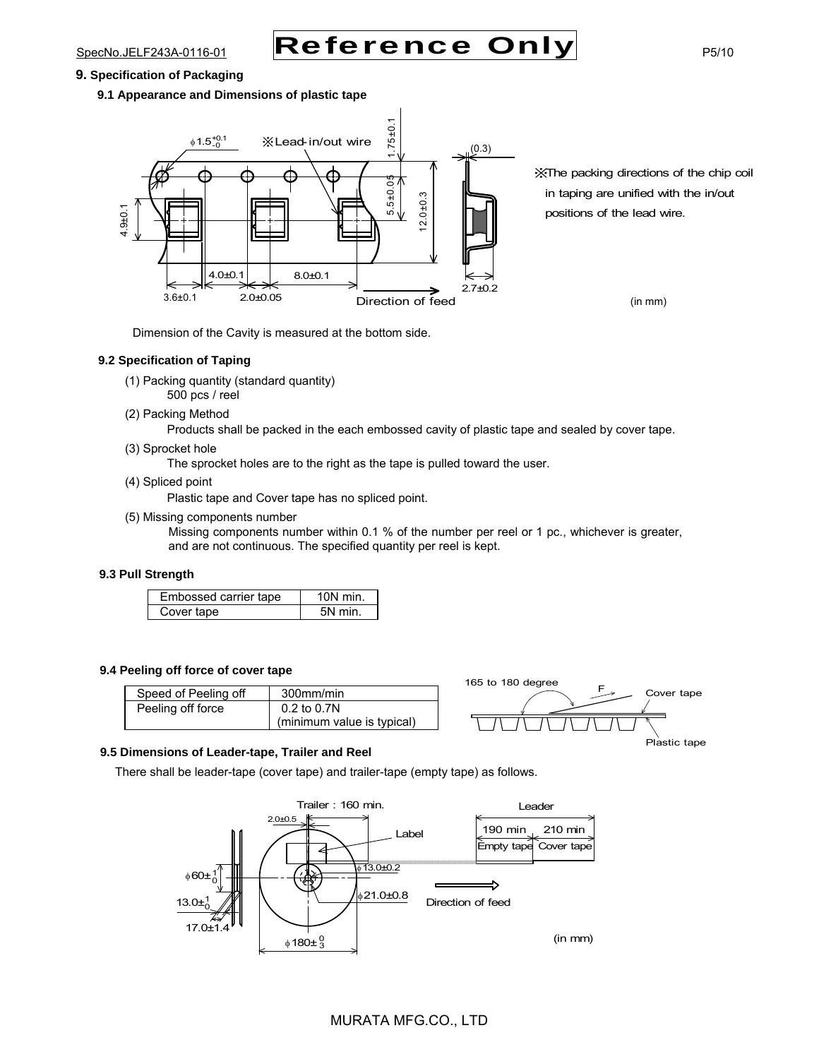## 9. Specification of Packaging

### 9.1 Appearance and Dimensions of plastic tape

※The packing directions of the chip coil in taping are unified with the in/out positions of the lead wire.

(in mm)

Dimension of the Cavity is measured at the bottom side.

### 9.2 Specification of Taping

(1) Packing quantity (standard quantity)
500 pcs / reel

(2) Packing Method
Products shall be packed in the each embossed cavity of plastic tape and sealed by cover tape.

(3) Sprocket hole
The sprocket holes are to the right as the tape is pulled toward the user.

(4) Spliced point
Plastic tape and Cover tape has no spliced point.

(5) Missing components number
Missing components number within 0.1 % of the number per reel or 1 pc., whichever is greater, and are not continuous. The specified quantity per reel is kept.

### 9.3 Pull Strength

| Embossed carrier tape | 10N min. |
|---|---|
| Cover tape | 5N min. |

### 9.4 Peeling off force of cover tape

| Speed of Peeling off | 300mm/min |
|---|---|
| Peeling off force | 0.2 to 0.7N (minimum value is typical) |

### 9.5 Dimensions of Leader-tape, Trailer and Reel

There shall be leader-tape (cover tape) and trailer-tape (empty tape) as follows.

(in mm)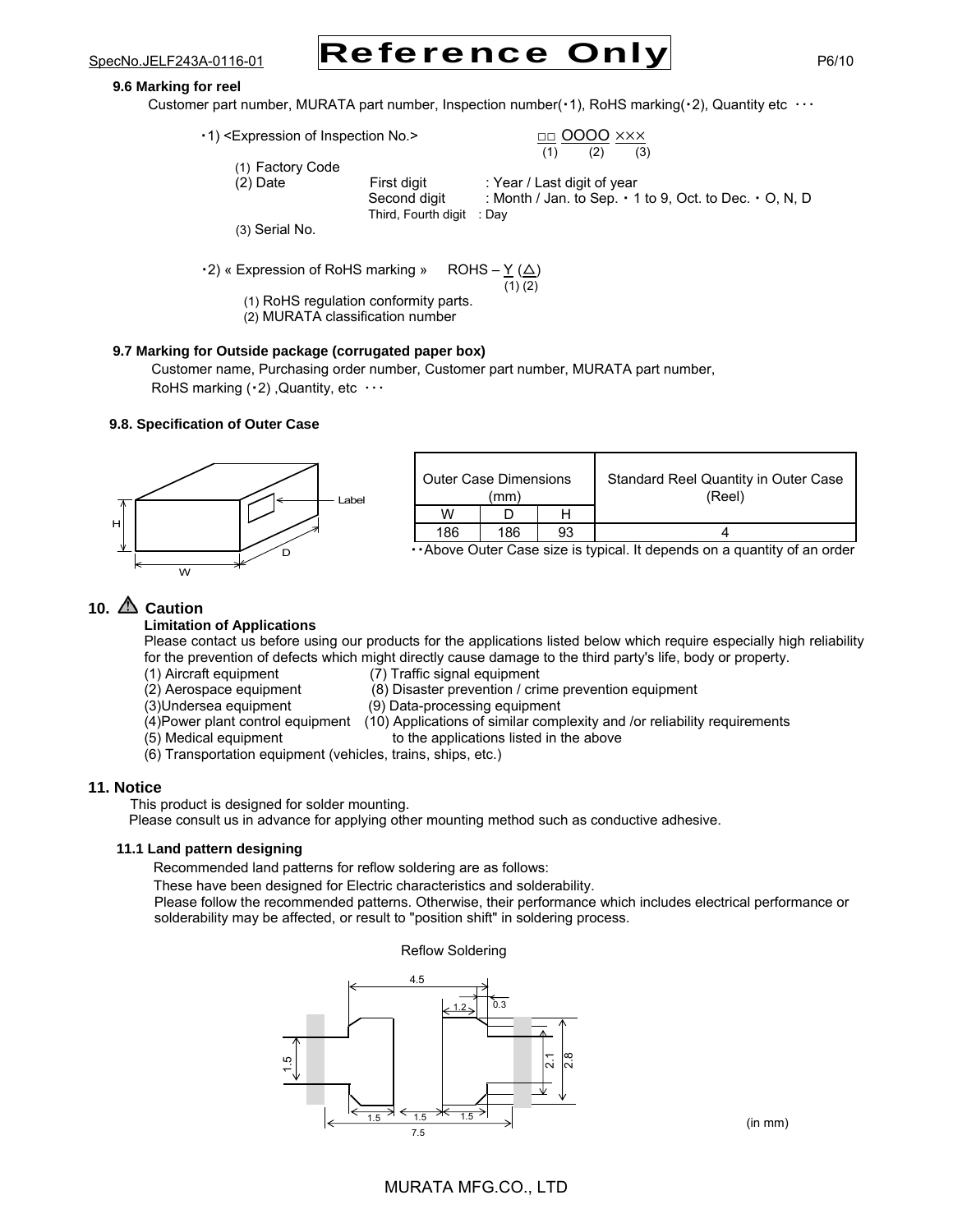### 9.6 Marking for reel

Customer part number, MURATA part number, Inspection number(・1), RoHS marking(・2), Quantity etc ・・・

・1) <Expression of Inspection No.>　　□□ OOOO ×××
(1) (2) (3)

(1) Factory Code
(2) Date　First digit　: Year / Last digit of year
Second digit　: Month / Jan. to Sep. ・ 1 to 9, Oct. to Dec. ・ O, N, D
Third, Fourth digit　: Day
(3) Serial No.

・2) « Expression of RoHS marking »　ROHS – Y (△)
(1) (2)

(1) RoHS regulation conformity parts.
(2) MURATA classification number

### 9.7 Marking for Outside package (corrugated paper box)

Customer name, Purchasing order number, Customer part number, MURATA part number, RoHS marking (・2) ,Quantity, etc ・・・

### 9.8. Specification of Outer Case

| Outer Case Dimensions (mm) | | | Standard Reel Quantity in Outer Case (Reel) |
|---|---|---|---|
| W | D | H | |
| 186 | 186 | 93 | 4 |

・・Above Outer Case size is typical. It depends on a quantity of an order

## 10. ⚠ Caution

**Limitation of Applications**

Please contact us before using our products for the applications listed below which require especially high reliability for the prevention of defects which might directly cause damage to the third party's life, body or property.

(1) Aircraft equipment
(2) Aerospace equipment
(3) Undersea equipment
(4) Power plant control equipment
(5) Medical equipment
(6) Transportation equipment (vehicles, trains, ships, etc.)
(7) Traffic signal equipment
(8) Disaster prevention / crime prevention equipment
(9) Data-processing equipment
(10) Applications of similar complexity and /or reliability requirements to the applications listed in the above

## 11. Notice

This product is designed for solder mounting.
Please consult us in advance for applying other mounting method such as conductive adhesive.

### 11.1 Land pattern designing

Recommended land patterns for reflow soldering are as follows:
These have been designed for Electric characteristics and solderability.
Please follow the recommended patterns. Otherwise, their performance which includes electrical performance or solderability may be affected, or result to "position shift" in soldering process.

Reflow Soldering

(in mm)

MURATA MFG.CO., LTD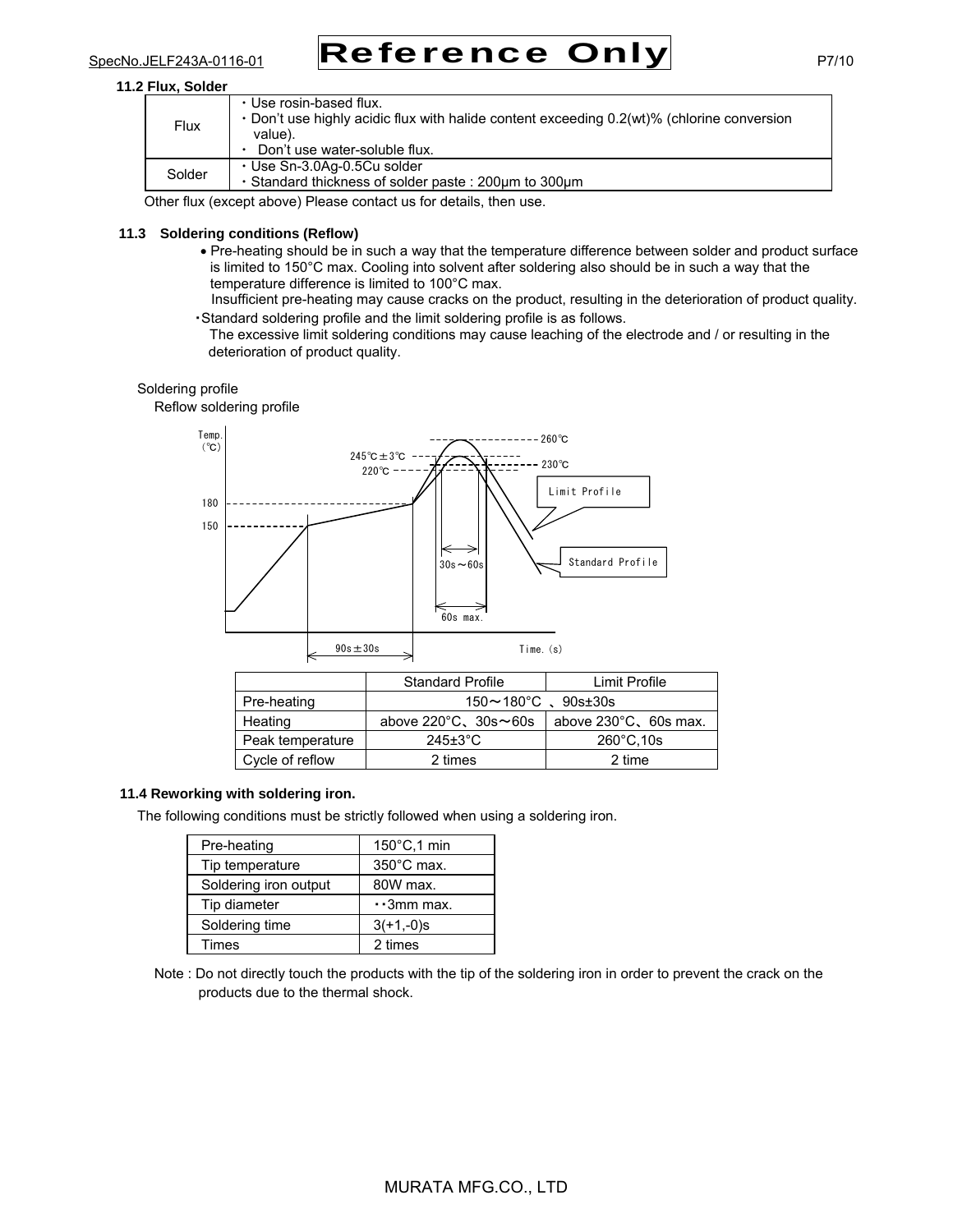### 11.2 Flux, Solder

| | |
|---|---|
| Flux | ・Use rosin-based flux.<br>・Don't use highly acidic flux with halide content exceeding 0.2(wt)% (chlorine conversion value).<br>・ Don't use water-soluble flux. |
| Solder | ・Use Sn-3.0Ag-0.5Cu solder<br>・Standard thickness of solder paste : 200μm to 300μm |

Other flux (except above) Please contact us for details, then use.

### 11.3 Soldering conditions (Reflow)

- Pre-heating should be in such a way that the temperature difference between solder and product surface is limited to 150°C max. Cooling into solvent after soldering also should be in such a way that the temperature difference is limited to 100°C max.
  Insufficient pre-heating may cause cracks on the product, resulting in the deterioration of product quality.

・Standard soldering profile and the limit soldering profile is as follows.
The excessive limit soldering conditions may cause leaching of the electrode and / or resulting in the deterioration of product quality.

Soldering profile

Reflow soldering profile

Temp. (℃)
260℃
245℃±3℃
230℃
220℃
180
150
Limit Profile
Standard Profile
30s～60s
60s max.
90s±30s
Time.(s)

| | Standard Profile | Limit Profile |
|---|---|---|
| Pre-heating | 150～180°C 、90s±30s | |
| Heating | above 220°C、30s～60s | above 230°C、60s max. |
| Peak temperature | 245±3°C | 260°C,10s |
| Cycle of reflow | 2 times | 2 time |

### 11.4 Reworking with soldering iron.

The following conditions must be strictly followed when using a soldering iron.

| | |
|---|---|
| Pre-heating | 150°C,1 min |
| Tip temperature | 350°C max. |
| Soldering iron output | 80W max. |
| Tip diameter | ・・3mm max. |
| Soldering time | 3(+1,-0)s |
| Times | 2 times |

Note : Do not directly touch the products with the tip of the soldering iron in order to prevent the crack on the products due to the thermal shock.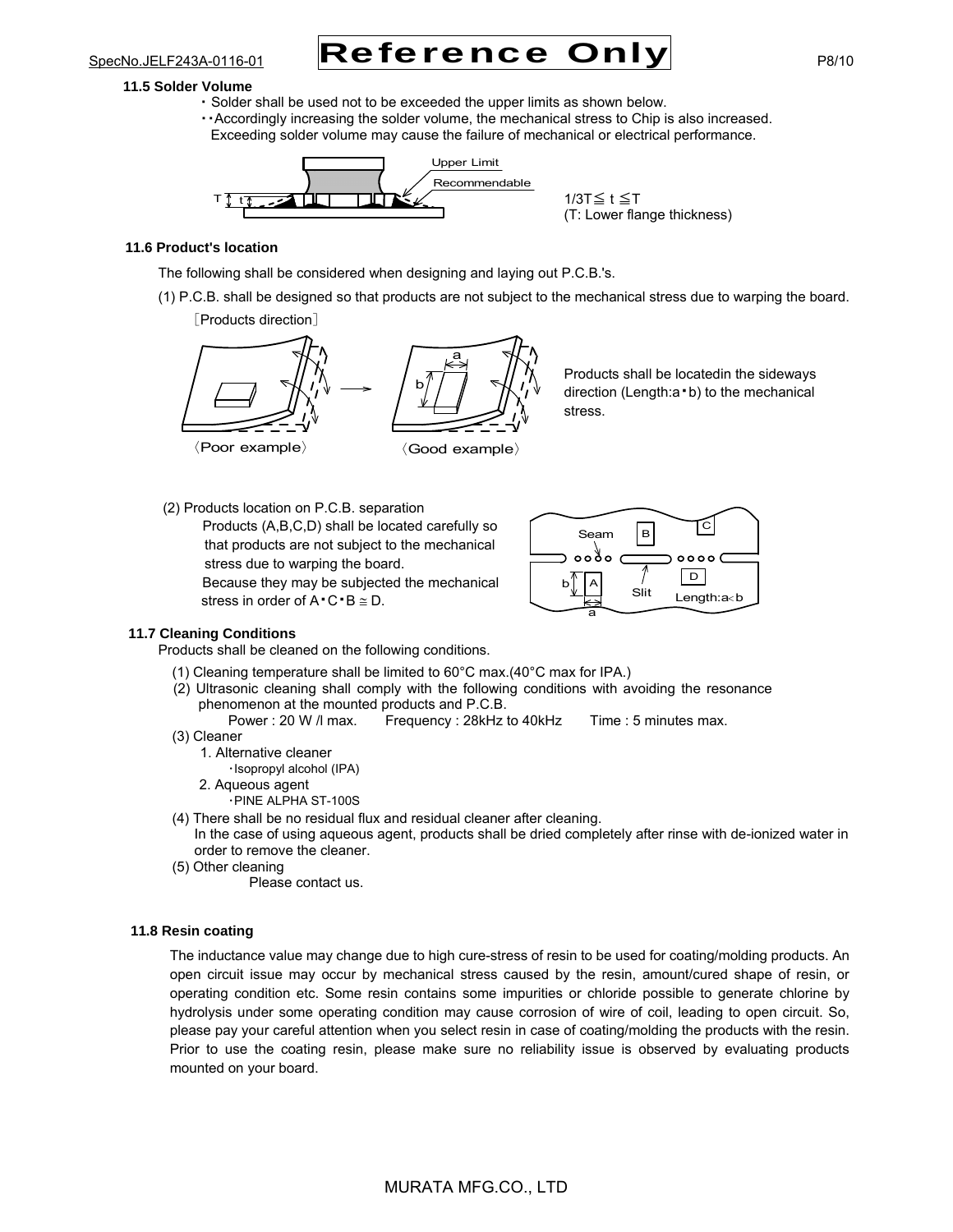### 11.5 Solder Volume

- Solder shall be used not to be exceeded the upper limits as shown below.
- Accordingly increasing the solder volume, the mechanical stress to Chip is also increased. Exceeding solder volume may cause the failure of mechanical or electrical performance.

Upper Limit

Recommendable

$1/3T \leqq t \leqq T$
(T: Lower flange thickness)

### 11.6 Product's location

The following shall be considered when designing and laying out P.C.B.'s.

(1) P.C.B. shall be designed so that products are not subject to the mechanical stress due to warping the board.

［Products direction］

〈Poor example〉 〈Good example〉

Products shall be locatedin the sideways direction (Length:a・b) to the mechanical stress.

(2) Products location on P.C.B. separation

Products (A,B,C,D) shall be located carefully so that products are not subject to the mechanical stress due to warping the board.
Because they may be subjected the mechanical stress in order of A・C・B ≅ D.

Seam　Slit　Length:a<b

### 11.7 Cleaning Conditions

Products shall be cleaned on the following conditions.

(1) Cleaning temperature shall be limited to 60°C max.(40°C max for IPA.)

(2) Ultrasonic cleaning shall comply with the following conditions with avoiding the resonance phenomenon at the mounted products and P.C.B.
Power : 20 W /l max.　Frequency : 28kHz to 40kHz　Time : 5 minutes max.

(3) Cleaner
1. Alternative cleaner
・Isopropyl alcohol (IPA)
2. Aqueous agent
・PINE ALPHA ST-100S

(4) There shall be no residual flux and residual cleaner after cleaning.
In the case of using aqueous agent, products shall be dried completely after rinse with de-ionized water in order to remove the cleaner.

(5) Other cleaning
Please contact us.

### 11.8 Resin coating

The inductance value may change due to high cure-stress of resin to be used for coating/molding products. An open circuit issue may occur by mechanical stress caused by the resin, amount/cured shape of resin, or operating condition etc. Some resin contains some impurities or chloride possible to generate chlorine by hydrolysis under some operating condition may cause corrosion of wire of coil, leading to open circuit. So, please pay your careful attention when you select resin in case of coating/molding the products with the resin. Prior to use the coating resin, please make sure no reliability issue is observed by evaluating products mounted on your board.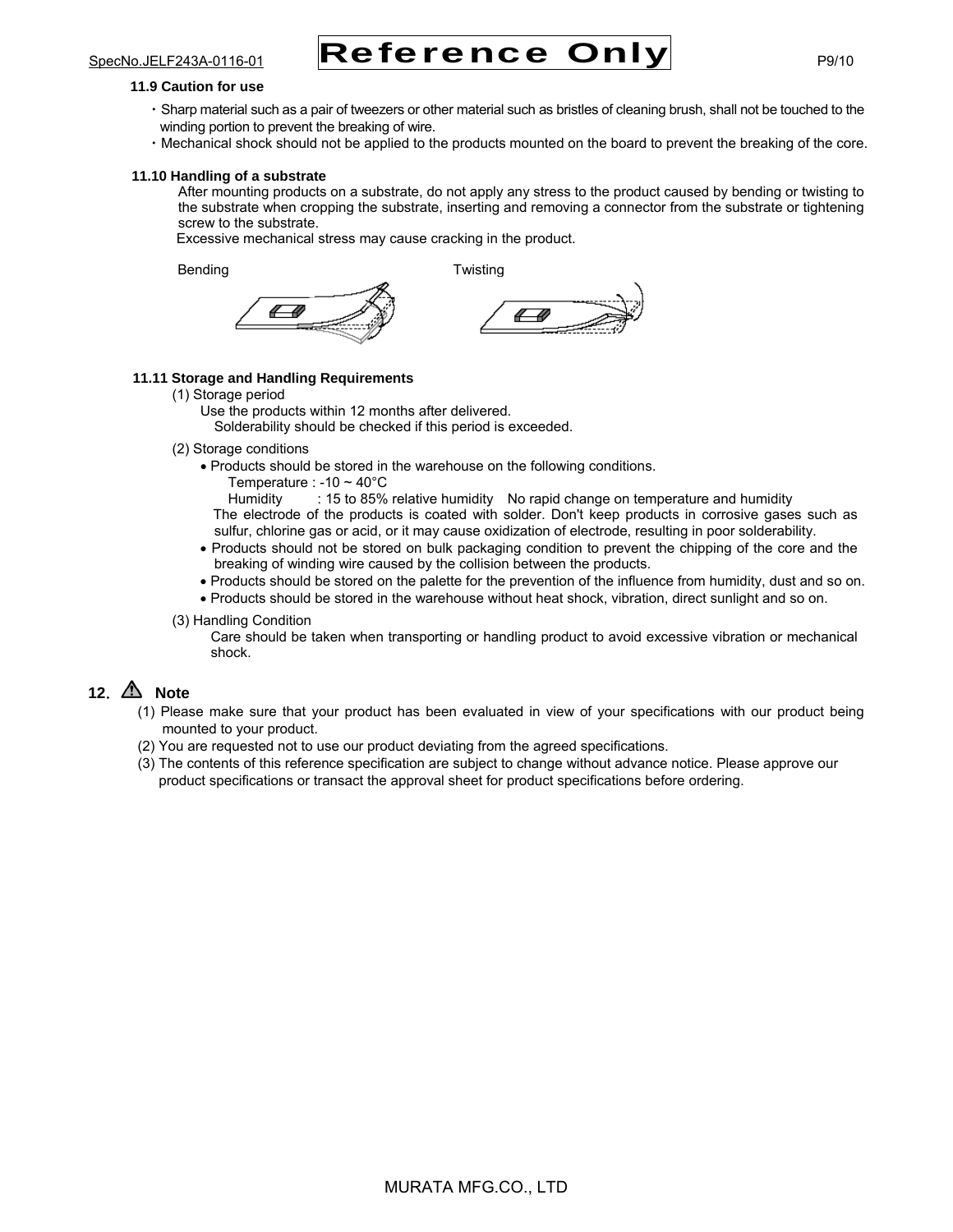**11.9 Caution for use**

・Sharp material such as a pair of tweezers or other material such as bristles of cleaning brush, shall not be touched to the winding portion to prevent the breaking of wire.
・Mechanical shock should not be applied to the products mounted on the board to prevent the breaking of the core.

**11.10 Handling of a substrate**

After mounting products on a substrate, do not apply any stress to the product caused by bending or twisting to the substrate when cropping the substrate, inserting and removing a connector from the substrate or tightening screw to the substrate.
Excessive mechanical stress may cause cracking in the product.

Bending

Twisting

**11.11 Storage and Handling Requirements**

(1) Storage period

Use the products within 12 months after delivered.
Solderability should be checked if this period is exceeded.

(2) Storage conditions

- Products should be stored in the warehouse on the following conditions.
  Temperature : -10 ~ 40°C
  Humidity : 15 to 85% relative humidity No rapid change on temperature and humidity
  The electrode of the products is coated with solder. Don't keep products in corrosive gases such as sulfur, chlorine gas or acid, or it may cause oxidization of electrode, resulting in poor solderability.
- Products should not be stored on bulk packaging condition to prevent the chipping of the core and the breaking of winding wire caused by the collision between the products.
- Products should be stored on the palette for the prevention of the influence from humidity, dust and so on.
- Products should be stored in the warehouse without heat shock, vibration, direct sunlight and so on.

(3) Handling Condition

Care should be taken when transporting or handling product to avoid excessive vibration or mechanical shock.

## 12. ⚠ Note

(1) Please make sure that your product has been evaluated in view of your specifications with our product being mounted to your product.
(2) You are requested not to use our product deviating from the agreed specifications.
(3) The contents of this reference specification are subject to change without advance notice. Please approve our product specifications or transact the approval sheet for product specifications before ordering.